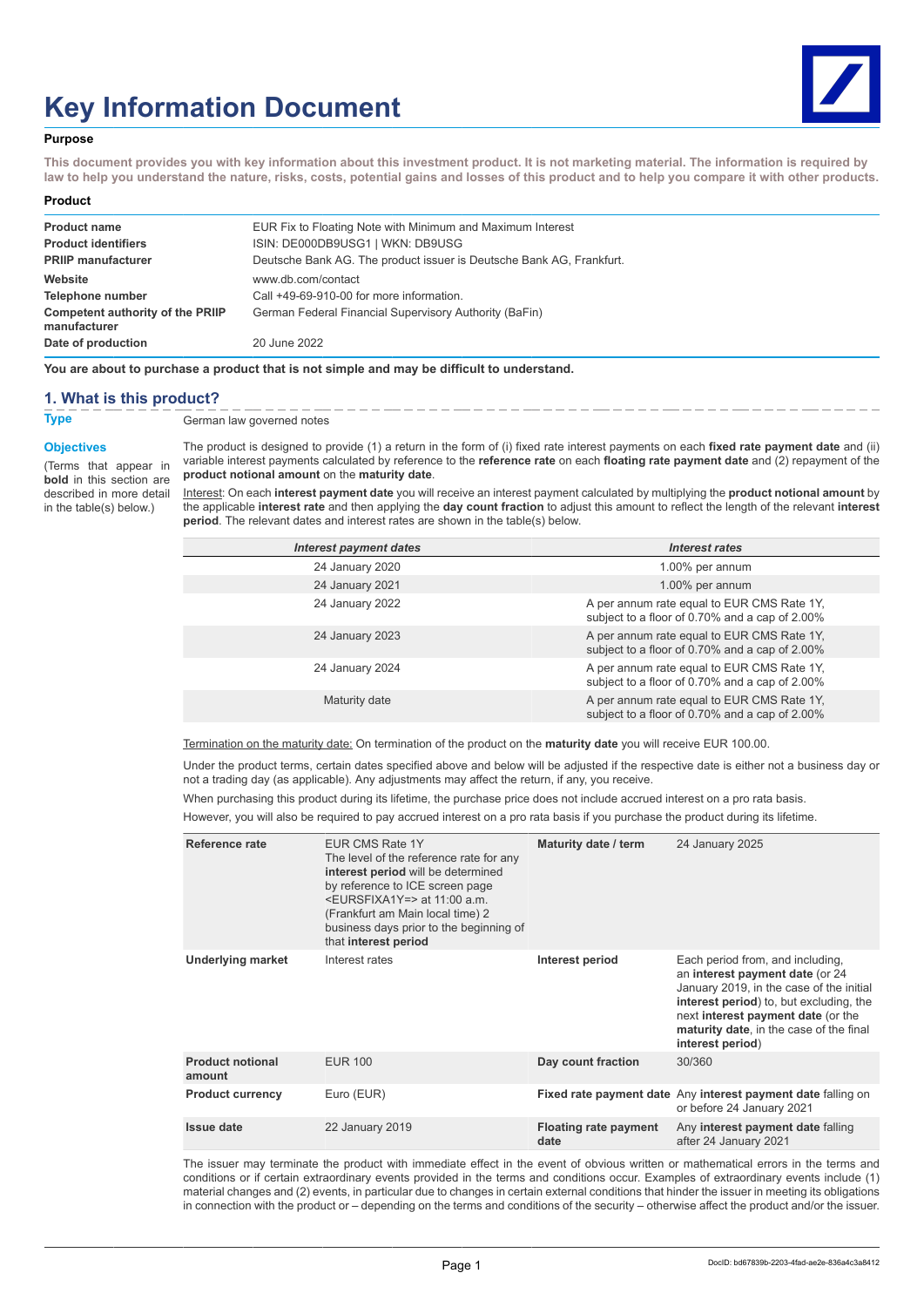# Key Information Document

**Purpose**

**This document provides you with key information about this investment product. It is not marketing material. The information is required by law to help you understand the nature, risks, costs, potential gains and losses of this product and to help you compare it with other products.**

**Product**

| | |
|---|---|
| **Product name** | EUR Fix to Floating Note with Minimum and Maximum Interest |
| **Product identifiers** | ISIN: DE000DB9USG1 \| WKN: DB9USG |
| **PRIIP manufacturer** | Deutsche Bank AG. The product issuer is Deutsche Bank AG, Frankfurt. |
| **Website** | www.db.com/contact |
| **Telephone number** | Call +49-69-910-00 for more information. |
| **Competent authority of the PRIIP manufacturer** | German Federal Financial Supervisory Authority (BaFin) |
| **Date of production** | 20 June 2022 |

**You are about to purchase a product that is not simple and may be difficult to understand.**

## 1. What is this product?

**Type**

German law governed notes

**Objectives**

(Terms that appear in **bold** in this section are described in more detail in the table(s) below.)

The product is designed to provide (1) a return in the form of (i) fixed rate interest payments on each **fixed rate payment date** and (ii) variable interest payments calculated by reference to the **reference rate** on each **floating rate payment date** and (2) repayment of the **product notional amount** on the **maturity date**.

Interest: On each **interest payment date** you will receive an interest payment calculated by multiplying the **product notional amount** by the applicable **interest rate** and then applying the **day count fraction** to adjust this amount to reflect the length of the relevant **interest period**. The relevant dates and interest rates are shown in the table(s) below.

| *Interest payment dates* | *Interest rates* |
|---|---|
| 24 January 2020 | 1.00% per annum |
| 24 January 2021 | 1.00% per annum |
| 24 January 2022 | A per annum rate equal to EUR CMS Rate 1Y, subject to a floor of 0.70% and a cap of 2.00% |
| 24 January 2023 | A per annum rate equal to EUR CMS Rate 1Y, subject to a floor of 0.70% and a cap of 2.00% |
| 24 January 2024 | A per annum rate equal to EUR CMS Rate 1Y, subject to a floor of 0.70% and a cap of 2.00% |
| Maturity date | A per annum rate equal to EUR CMS Rate 1Y, subject to a floor of 0.70% and a cap of 2.00% |

Termination on the maturity date: On termination of the product on the **maturity date** you will receive EUR 100.00.

Under the product terms, certain dates specified above and below will be adjusted if the respective date is either not a business day or not a trading day (as applicable). Any adjustments may affect the return, if any, you receive.

When purchasing this product during its lifetime, the purchase price does not include accrued interest on a pro rata basis.

However, you will also be required to pay accrued interest on a pro rata basis if you purchase the product during its lifetime.

| | | | |
|---|---|---|---|
| **Reference rate** | EUR CMS Rate 1Y The level of the reference rate for any **interest period** will be determined by reference to ICE screen page <EURSFIXA1Y=> at 11:00 a.m. (Frankfurt am Main local time) 2 business days prior to the beginning of that **interest period** | **Maturity date / term** | 24 January 2025 |
| **Underlying market** | Interest rates | **Interest period** | Each period from, and including, an **interest payment date** (or 24 January 2019, in the case of the initial **interest period**) to, but excluding, the next **interest payment date** (or the **maturity date**, in the case of the final **interest period**) |
| **Product notional amount** | EUR 100 | **Day count fraction** | 30/360 |
| **Product currency** | Euro (EUR) | **Fixed rate payment date** | Any **interest payment date** falling on or before 24 January 2021 |
| **Issue date** | 22 January 2019 | **Floating rate payment date** | Any **interest payment date** falling after 24 January 2021 |

The issuer may terminate the product with immediate effect in the event of obvious written or mathematical errors in the terms and conditions or if certain extraordinary events provided in the terms and conditions occur. Examples of extraordinary events include (1) material changes and (2) events, in particular due to changes in certain external conditions that hinder the issuer in meeting its obligations in connection with the product or – depending on the terms and conditions of the security – otherwise affect the product and/or the issuer.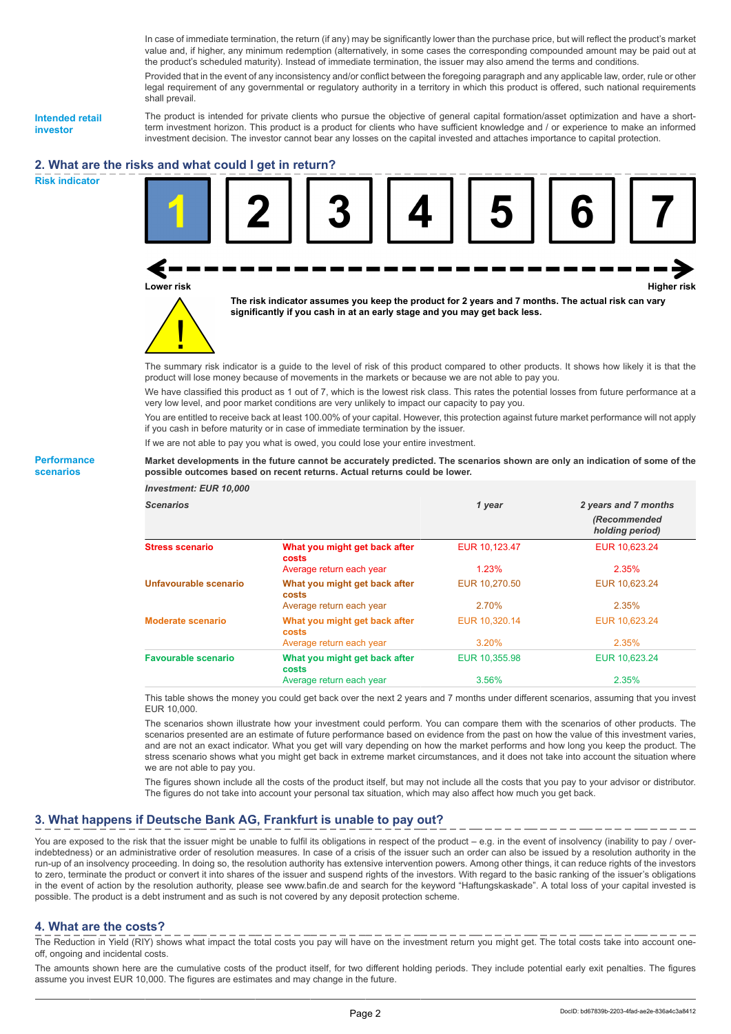In case of immediate termination, the return (if any) may be significantly lower than the purchase price, but will reflect the product's market value and, if higher, any minimum redemption (alternatively, in some cases the corresponding compounded amount may be paid out at the product's scheduled maturity). Instead of immediate termination, the issuer may also amend the terms and conditions.

Provided that in the event of any inconsistency and/or conflict between the foregoing paragraph and any applicable law, order, rule or other legal requirement of any governmental or regulatory authority in a territory in which this product is offered, such national requirements shall prevail.

**Intended retail investor**

The product is intended for private clients who pursue the objective of general capital formation/asset optimization and have a short-term investment horizon. This product is a product for clients who have sufficient knowledge and / or experience to make an informed investment decision. The investor cannot bear any losses on the capital invested and attaches importance to capital protection.

## 2. What are the risks and what could I get in return?

**Risk indicator**

| **1** | 2 | 3 | 4 | 5 | 6 | 7 |
|---|---|---|---|---|---|---|

Lower risk ← → Higher risk

**The risk indicator assumes you keep the product for 2 years and 7 months. The actual risk can vary significantly if you cash in at an early stage and you may get back less.**

The summary risk indicator is a guide to the level of risk of this product compared to other products. It shows how likely it is that the product will lose money because of movements in the markets or because we are not able to pay you.

We have classified this product as 1 out of 7, which is the lowest risk class. This rates the potential losses from future performance at a very low level, and poor market conditions are very unlikely to impact our capacity to pay you.

You are entitled to receive back at least 100.00% of your capital. However, this protection against future market performance will not apply if you cash in before maturity or in case of immediate termination by the issuer.

If we are not able to pay you what is owed, you could lose your entire investment.

**Performance scenarios**

**Market developments in the future cannot be accurately predicted. The scenarios shown are only an indication of some of the possible outcomes based on recent returns. Actual returns could be lower.**

*Investment: EUR 10,000*

| *Scenarios* | | *1 year* | *2 years and 7 months (Recommended holding period)* |
|---|---|---|---|
| **Stress scenario** | **What you might get back after costs** | EUR 10,123.47 | EUR 10,623.24 |
| | Average return each year | 1.23% | 2.35% |
| **Unfavourable scenario** | **What you might get back after costs** | EUR 10,270.50 | EUR 10,623.24 |
| | Average return each year | 2.70% | 2.35% |
| **Moderate scenario** | **What you might get back after costs** | EUR 10,320.14 | EUR 10,623.24 |
| | Average return each year | 3.20% | 2.35% |
| **Favourable scenario** | **What you might get back after costs** | EUR 10,355.98 | EUR 10,623.24 |
| | Average return each year | 3.56% | 2.35% |

This table shows the money you could get back over the next 2 years and 7 months under different scenarios, assuming that you invest EUR 10,000.

The scenarios shown illustrate how your investment could perform. You can compare them with the scenarios of other products. The scenarios presented are an estimate of future performance based on evidence from the past on how the value of this investment varies, and are not an exact indicator. What you get will vary depending on how the market performs and how long you keep the product. The stress scenario shows what you might get back in extreme market circumstances, and it does not take into account the situation where we are not able to pay you.

The figures shown include all the costs of the product itself, but may not include all the costs that you pay to your advisor or distributor. The figures do not take into account your personal tax situation, which may also affect how much you get back.

## 3. What happens if Deutsche Bank AG, Frankfurt is unable to pay out?

You are exposed to the risk that the issuer might be unable to fulfil its obligations in respect of the product – e.g. in the event of insolvency (inability to pay / over-indebtedness) or an administrative order of resolution measures. In case of a crisis of the issuer such an order can also be issued by a resolution authority in the run-up of an insolvency proceeding. In doing so, the resolution authority has extensive intervention powers. Among other things, it can reduce rights of the investors to zero, terminate the product or convert it into shares of the issuer and suspend rights of the investors. With regard to the basic ranking of the issuer's obligations in the event of action by the resolution authority, please see www.bafin.de and search for the keyword "Haftungskaskade". A total loss of your capital invested is possible. The product is a debt instrument and as such is not covered by any deposit protection scheme.

## 4. What are the costs?

The Reduction in Yield (RIY) shows what impact the total costs you pay will have on the investment return you might get. The total costs take into account one-off, ongoing and incidental costs.

The amounts shown here are the cumulative costs of the product itself, for two different holding periods. They include potential early exit penalties. The figures assume you invest EUR 10,000. The figures are estimates and may change in the future.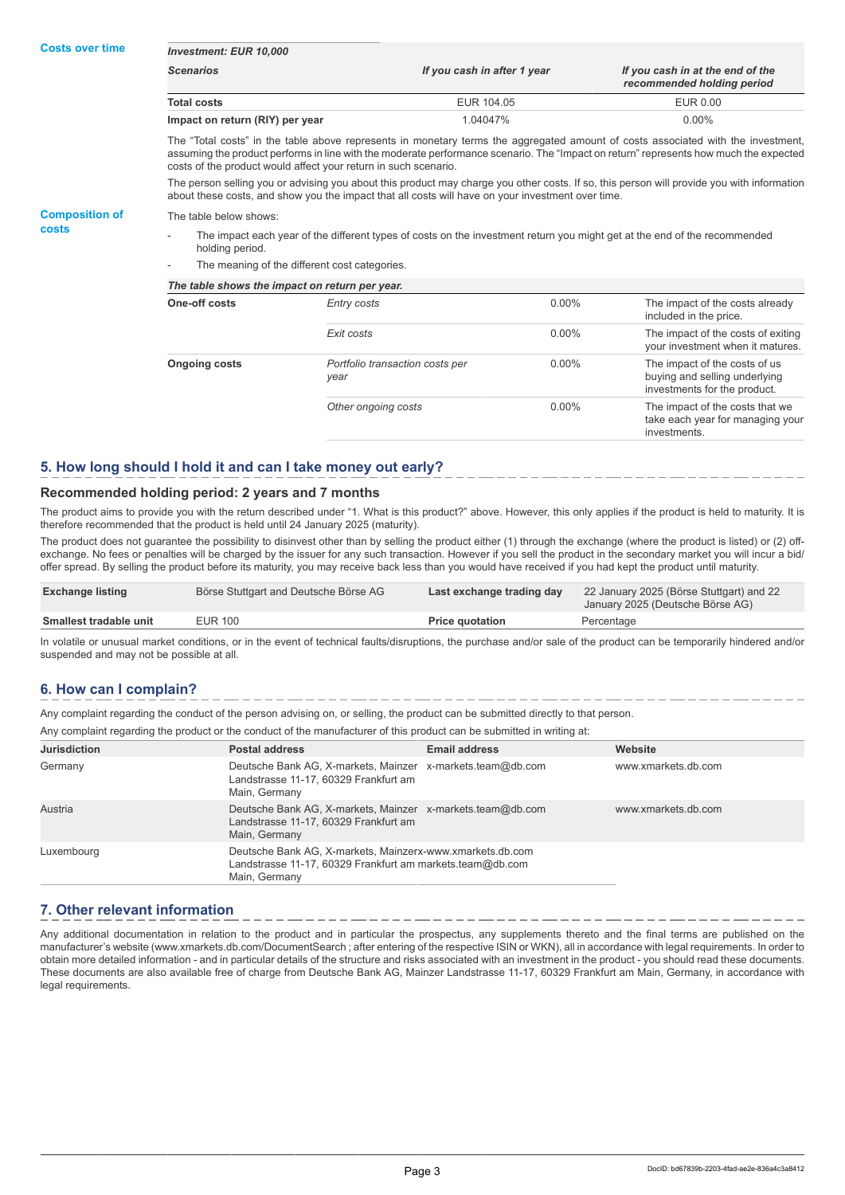**Costs over time**

| *Investment: EUR 10,000* | | |
|---|---|---|
| ***Scenarios*** | ***If you cash in after 1 year*** | ***If you cash in at the end of the recommended holding period*** |
| **Total costs** | EUR 104.05 | EUR 0.00 |
| **Impact on return (RIY) per year** | 1.04047% | 0.00% |

The "Total costs" in the table above represents in monetary terms the aggregated amount of costs associated with the investment, assuming the product performs in line with the moderate performance scenario. The "Impact on return" represents how much the expected costs of the product would affect your return in such scenario.

The person selling you or advising you about this product may charge you other costs. If so, this person will provide you with information about these costs, and show you the impact that all costs will have on your investment over time.

**Composition of costs**

The table below shows:

- The impact each year of the different types of costs on the investment return you might get at the end of the recommended holding period.
- The meaning of the different cost categories.

| *The table shows the impact on return per year.* | | | |
|---|---|---|---|
| **One-off costs** | *Entry costs* | 0.00% | The impact of the costs already included in the price. |
| | *Exit costs* | 0.00% | The impact of the costs of exiting your investment when it matures. |
| **Ongoing costs** | *Portfolio transaction costs per year* | 0.00% | The impact of the costs of us buying and selling underlying investments for the product. |
| | *Other ongoing costs* | 0.00% | The impact of the costs that we take each year for managing your investments. |

## 5. How long should I hold it and can I take money out early?

### Recommended holding period: 2 years and 7 months

The product aims to provide you with the return described under "1. What is this product?" above. However, this only applies if the product is held to maturity. It is therefore recommended that the product is held until 24 January 2025 (maturity).

The product does not guarantee the possibility to disinvest other than by selling the product either (1) through the exchange (where the product is listed) or (2) off-exchange. No fees or penalties will be charged by the issuer for any such transaction. However if you sell the product in the secondary market you will incur a bid/offer spread. By selling the product before its maturity, you may receive back less than you would have received if you had kept the product until maturity.

| **Exchange listing** | Börse Stuttgart and Deutsche Börse AG | **Last exchange trading day** | 22 January 2025 (Börse Stuttgart) and 22 January 2025 (Deutsche Börse AG) |
|---|---|---|---|
| **Smallest tradable unit** | EUR 100 | **Price quotation** | Percentage |

In volatile or unusual market conditions, or in the event of technical faults/disruptions, the purchase and/or sale of the product can be temporarily hindered and/or suspended and may not be possible at all.

## 6. How can I complain?

Any complaint regarding the conduct of the person advising on, or selling, the product can be submitted directly to that person.

Any complaint regarding the product or the conduct of the manufacturer of this product can be submitted in writing at:

| Jurisdiction | Postal address | Email address | Website |
|---|---|---|---|
| Germany | Deutsche Bank AG, X-markets, Mainzer Landstrasse 11-17, 60329 Frankfurt am Main, Germany | x-markets.team@db.com | www.xmarkets.db.com |
| Austria | Deutsche Bank AG, X-markets, Mainzer Landstrasse 11-17, 60329 Frankfurt am Main, Germany | x-markets.team@db.com | www.xmarkets.db.com |
| Luxembourg | Deutsche Bank AG, X-markets, Mainzer Landstrasse 11-17, 60329 Frankfurt am Main, Germany | x-markets.team@db.com | www.xmarkets.db.com |

## 7. Other relevant information

Any additional documentation in relation to the product and in particular the prospectus, any supplements thereto and the final terms are published on the manufacturer's website (www.xmarkets.db.com/DocumentSearch ; after entering of the respective ISIN or WKN), all in accordance with legal requirements. In order to obtain more detailed information - and in particular details of the structure and risks associated with an investment in the product - you should read these documents. These documents are also available free of charge from Deutsche Bank AG, Mainzer Landstrasse 11-17, 60329 Frankfurt am Main, Germany, in accordance with legal requirements.

DocID: bd67839b-2203-4fad-ae2e-836a4c3a8412